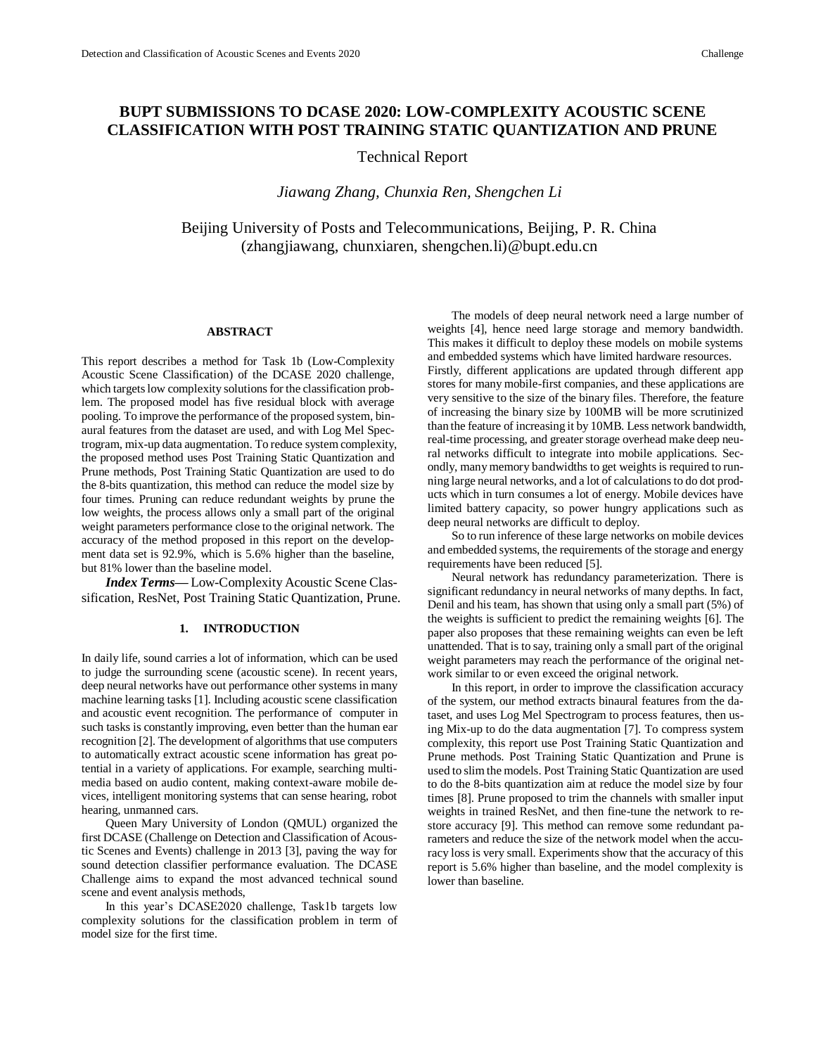# BUPT SUBMISSIONS TO DCASE 2020: LOW-COMPLEXITY ACOUSTIC SCENE CLASSIFICATION WITH POST TRAINING STATIC QUANTIZATION AND PRUNE

Technical Report

*Jiawang Zhang, Chunxia Ren, Shengchen Li*

Beijing University of Posts and Telecommunications, Beijing, P. R. China
(zhangjiawang, chunxiaren, shengchen.li)@bupt.edu.cn

## ABSTRACT

This report describes a method for Task 1b (Low-Complexity Acoustic Scene Classification) of the DCASE 2020 challenge, which targets low complexity solutions for the classification problem. The proposed model has five residual block with average pooling. To improve the performance of the proposed system, binaural features from the dataset are used, and with Log Mel Spectrogram, mix-up data augmentation. To reduce system complexity, the proposed method uses Post Training Static Quantization and Prune methods, Post Training Static Quantization are used to do the 8-bits quantization, this method can reduce the model size by four times. Pruning can reduce redundant weights by prune the low weights, the process allows only a small part of the original weight parameters performance close to the original network. The accuracy of the method proposed in this report on the development data set is 92.9%, which is 5.6% higher than the baseline, but 81% lower than the baseline model.

***Index Terms*—** Low-Complexity Acoustic Scene Classification, ResNet, Post Training Static Quantization, Prune.

## 1. INTRODUCTION

In daily life, sound carries a lot of information, which can be used to judge the surrounding scene (acoustic scene). In recent years, deep neural networks have out performance other systems in many machine learning tasks [1]. Including acoustic scene classification and acoustic event recognition. The performance of computer in such tasks is constantly improving, even better than the human ear recognition [2]. The development of algorithms that use computers to automatically extract acoustic scene information has great potential in a variety of applications. For example, searching multimedia based on audio content, making context-aware mobile devices, intelligent monitoring systems that can sense hearing, robot hearing, unmanned cars.

Queen Mary University of London (QMUL) organized the first DCASE (Challenge on Detection and Classification of Acoustic Scenes and Events) challenge in 2013 [3], paving the way for sound detection classifier performance evaluation. The DCASE Challenge aims to expand the most advanced technical sound scene and event analysis methods,

In this year's DCASE2020 challenge, Task1b targets low complexity solutions for the classification problem in term of model size for the first time.

The models of deep neural network need a large number of weights [4], hence need large storage and memory bandwidth. This makes it difficult to deploy these models on mobile systems and embedded systems which have limited hardware resources. Firstly, different applications are updated through different app stores for many mobile-first companies, and these applications are very sensitive to the size of the binary files. Therefore, the feature of increasing the binary size by 100MB will be more scrutinized than the feature of increasing it by 10MB. Less network bandwidth, real-time processing, and greater storage overhead make deep neural networks difficult to integrate into mobile applications. Secondly, many memory bandwidths to get weights is required to running large neural networks, and a lot of calculations to do dot products which in turn consumes a lot of energy. Mobile devices have limited battery capacity, so power hungry applications such as deep neural networks are difficult to deploy.

So to run inference of these large networks on mobile devices and embedded systems, the requirements of the storage and energy requirements have been reduced [5].

Neural network has redundancy parameterization. There is significant redundancy in neural networks of many depths. In fact, Denil and his team, has shown that using only a small part (5%) of the weights is sufficient to predict the remaining weights [6]. The paper also proposes that these remaining weights can even be left unattended. That is to say, training only a small part of the original weight parameters may reach the performance of the original network similar to or even exceed the original network.

In this report, in order to improve the classification accuracy of the system, our method extracts binaural features from the dataset, and uses Log Mel Spectrogram to process features, then using Mix-up to do the data augmentation [7]. To compress system complexity, this report use Post Training Static Quantization and Prune methods. Post Training Static Quantization and Prune is used to slim the models. Post Training Static Quantization are used to do the 8-bits quantization aim at reduce the model size by four times [8]. Prune proposed to trim the channels with smaller input weights in trained ResNet, and then fine-tune the network to restore accuracy [9]. This method can remove some redundant parameters and reduce the size of the network model when the accuracy loss is very small. Experiments show that the accuracy of this report is 5.6% higher than baseline, and the model complexity is lower than baseline.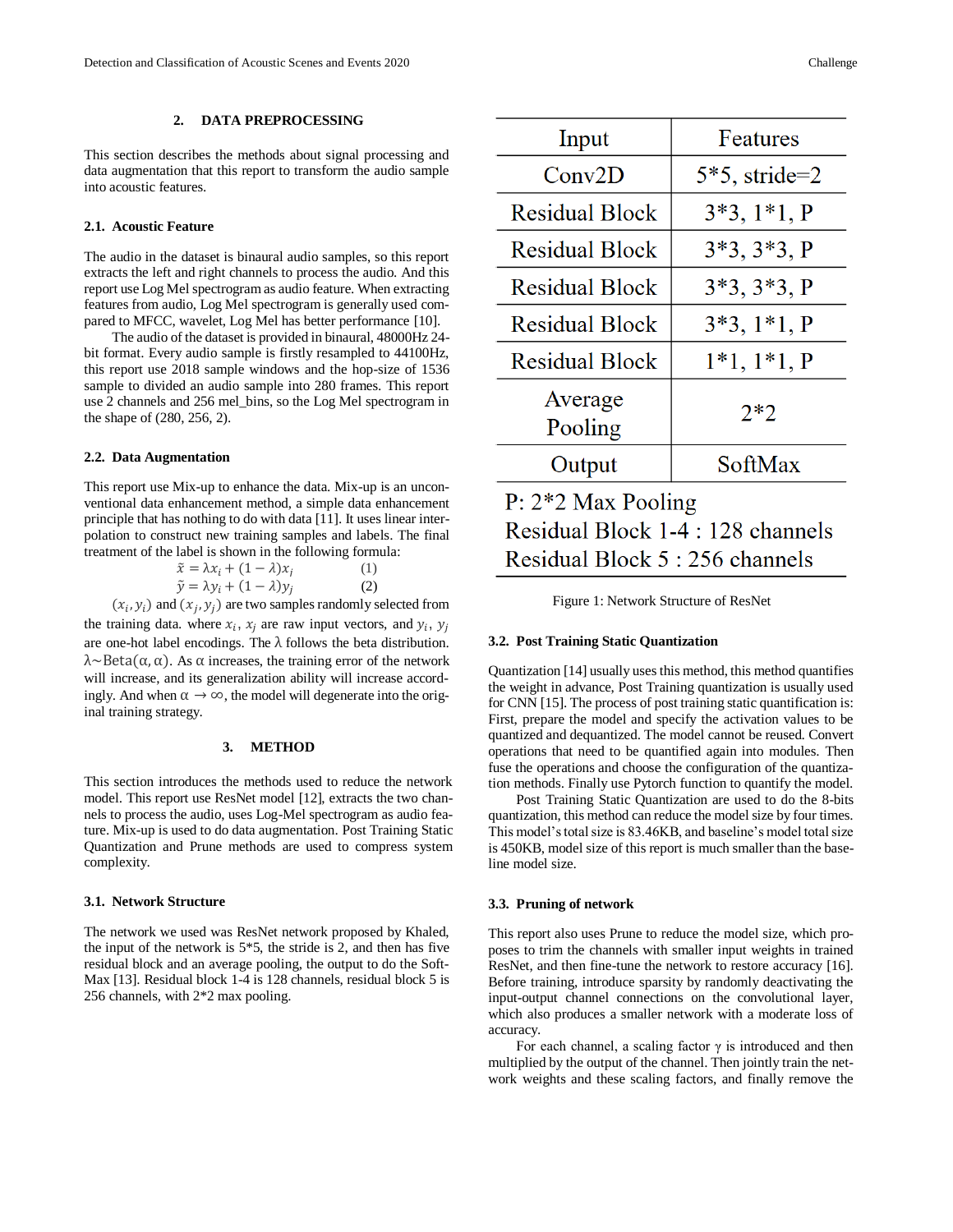## 2. DATA PREPROCESSING

This section describes the methods about signal processing and data augmentation that this report to transform the audio sample into acoustic features.

### 2.1. Acoustic Feature

The audio in the dataset is binaural audio samples, so this report extracts the left and right channels to process the audio. And this report use Log Mel spectrogram as audio feature. When extracting features from audio, Log Mel spectrogram is generally used compared to MFCC, wavelet, Log Mel has better performance [10].

The audio of the dataset is provided in binaural, 48000Hz 24-bit format. Every audio sample is firstly resampled to 44100Hz, this report use 2018 sample windows and the hop-size of 1536 sample to divided an audio sample into 280 frames. This report use 2 channels and 256 mel_bins, so the Log Mel spectrogram in the shape of (280, 256, 2).

### 2.2. Data Augmentation

This report use Mix-up to enhance the data. Mix-up is an unconventional data enhancement method, a simple data enhancement principle that has nothing to do with data [11]. It uses linear interpolation to construct new training samples and labels. The final treatment of the label is shown in the following formula:

$$\tilde{x} = \lambda x_i + (1 - \lambda)x_j \tag{1}$$

$$\tilde{y} = \lambda y_i + (1 - \lambda)y_j \tag{2}$$

$(x_i, y_i)$ and $(x_j, y_j)$ are two samples randomly selected from the training data. where $x_i$, $x_j$ are raw input vectors, and $y_i$, $y_j$ are one-hot label encodings. The $\lambda$ follows the beta distribution. $\lambda \sim \mathrm{Beta}(\alpha, \alpha)$. As $\alpha$ increases, the training error of the network will increase, and its generalization ability will increase accordingly. And when $\alpha \rightarrow \infty$, the model will degenerate into the original training strategy.

## 3. METHOD

This section introduces the methods used to reduce the network model. This report use ResNet model [12], extracts the two channels to process the audio, uses Log-Mel spectrogram as audio feature. Mix-up is used to do data augmentation. Post Training Static Quantization and Prune methods are used to compress system complexity.

### 3.1. Network Structure

The network we used was ResNet network proposed by Khaled, the input of the network is 5*5, the stride is 2, and then has five residual block and an average pooling, the output to do the SoftMax [13]. Residual block 1-4 is 128 channels, residual block 5 is 256 channels, with 2*2 max pooling.

| Input | Features |
|---|---|
| Conv2D | 5*5, stride=2 |
| Residual Block | 3*3, 1*1, P |
| Residual Block | 3*3, 3*3, P |
| Residual Block | 3*3, 3*3, P |
| Residual Block | 3*3, 1*1, P |
| Residual Block | 1*1, 1*1, P |
| Average Pooling | 2*2 |
| Output | SoftMax |

P: 2*2 Max Pooling
Residual Block 1-4 : 128 channels
Residual Block 5 : 256 channels

Figure 1: Network Structure of ResNet

### 3.2. Post Training Static Quantization

Quantization [14] usually uses this method, this method quantifies the weight in advance, Post Training quantization is usually used for CNN [15]. The process of post training static quantification is: First, prepare the model and specify the activation values to be quantized and dequantized. The model cannot be reused. Convert operations that need to be quantified again into modules. Then fuse the operations and choose the configuration of the quantization methods. Finally use Pytorch function to quantify the model.

Post Training Static Quantization are used to do the 8-bits quantization, this method can reduce the model size by four times. This model's total size is 83.46KB, and baseline's model total size is 450KB, model size of this report is much smaller than the baseline model size.

### 3.3. Pruning of network

This report also uses Prune to reduce the model size, which proposes to trim the channels with smaller input weights in trained ResNet, and then fine-tune the network to restore accuracy [16]. Before training, introduce sparsity by randomly deactivating the input-output channel connections on the convolutional layer, which also produces a smaller network with a moderate loss of accuracy.

For each channel, a scaling factor $\gamma$ is introduced and then multiplied by the output of the channel. Then jointly train the network weights and these scaling factors, and finally remove the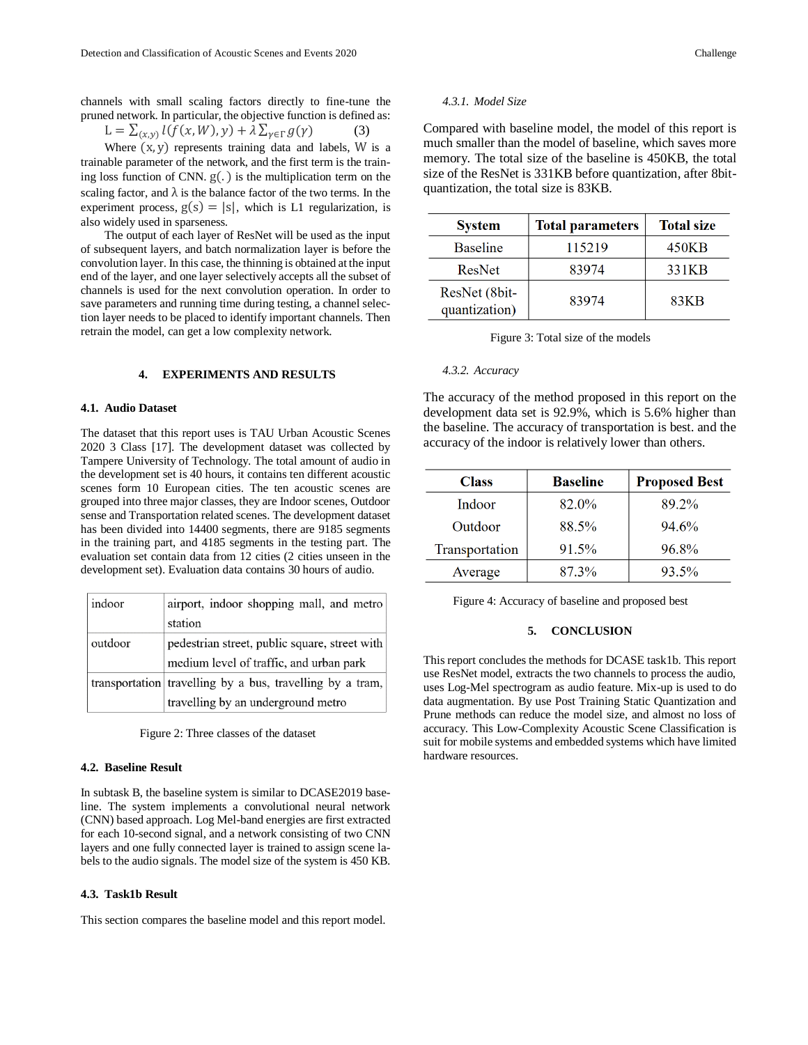channels with small scaling factors directly to fine-tune the pruned network. In particular, the objective function is defined as:

$$L = \sum_{(x,y)} l(f(x, W), y) + \lambda \sum_{\gamma \in \Gamma} g(\gamma) \quad (3)$$

Where $(x, y)$ represents training data and labels, W is a trainable parameter of the network, and the first term is the training loss function of CNN. $g(.)$ is the multiplication term on the scaling factor, and $\lambda$ is the balance factor of the two terms. In the experiment process, $g(s) = |s|$, which is L1 regularization, is also widely used in sparseness.

The output of each layer of ResNet will be used as the input of subsequent layers, and batch normalization layer is before the convolution layer. In this case, the thinning is obtained at the input end of the layer, and one layer selectively accepts all the subset of channels is used for the next convolution operation. In order to save parameters and running time during testing, a channel selection layer needs to be placed to identify important channels. Then retrain the model, can get a low complexity network.

## 4. EXPERIMENTS AND RESULTS

### 4.1. Audio Dataset

The dataset that this report uses is TAU Urban Acoustic Scenes 2020 3 Class [17]. The development dataset was collected by Tampere University of Technology. The total amount of audio in the development set is 40 hours, it contains ten different acoustic scenes form 10 European cities. The ten acoustic scenes are grouped into three major classes, they are Indoor scenes, Outdoor sense and Transportation related scenes. The development dataset has been divided into 14400 segments, there are 9185 segments in the training part, and 4185 segments in the testing part. The evaluation set contain data from 12 cities (2 cities unseen in the development set). Evaluation data contains 30 hours of audio.

| | |
|---|---|
| indoor | airport, indoor shopping mall, and metro station |
| outdoor | pedestrian street, public square, street with medium level of traffic, and urban park |
| transportation | travelling by a bus, travelling by a tram, travelling by an underground metro |

Figure 2: Three classes of the dataset

### 4.2. Baseline Result

In subtask B, the baseline system is similar to DCASE2019 baseline. The system implements a convolutional neural network (CNN) based approach. Log Mel-band energies are first extracted for each 10-second signal, and a network consisting of two CNN layers and one fully connected layer is trained to assign scene labels to the audio signals. The model size of the system is 450 KB.

### 4.3. Task1b Result

This section compares the baseline model and this report model.

#### 4.3.1. Model Size

Compared with baseline model, the model of this report is much smaller than the model of baseline, which saves more memory. The total size of the baseline is 450KB, the total size of the ResNet is 331KB before quantization, after 8bit-quantization, the total size is 83KB.

| System | Total parameters | Total size |
|---|---|---|
| Baseline | 115219 | 450KB |
| ResNet | 83974 | 331KB |
| ResNet (8bit-quantization) | 83974 | 83KB |

Figure 3: Total size of the models

#### 4.3.2. Accuracy

The accuracy of the method proposed in this report on the development data set is 92.9%, which is 5.6% higher than the baseline. The accuracy of transportation is best. and the accuracy of the indoor is relatively lower than others.

| Class | Baseline | Proposed Best |
|---|---|---|
| Indoor | 82.0% | 89.2% |
| Outdoor | 88.5% | 94.6% |
| Transportation | 91.5% | 96.8% |
| Average | 87.3% | 93.5% |

Figure 4: Accuracy of baseline and proposed best

## 5. CONCLUSION

This report concludes the methods for DCASE task1b. This report use ResNet model, extracts the two channels to process the audio, uses Log-Mel spectrogram as audio feature. Mix-up is used to do data augmentation. By use Post Training Static Quantization and Prune methods can reduce the model size, and almost no loss of accuracy. This Low-Complexity Acoustic Scene Classification is suit for mobile systems and embedded systems which have limited hardware resources.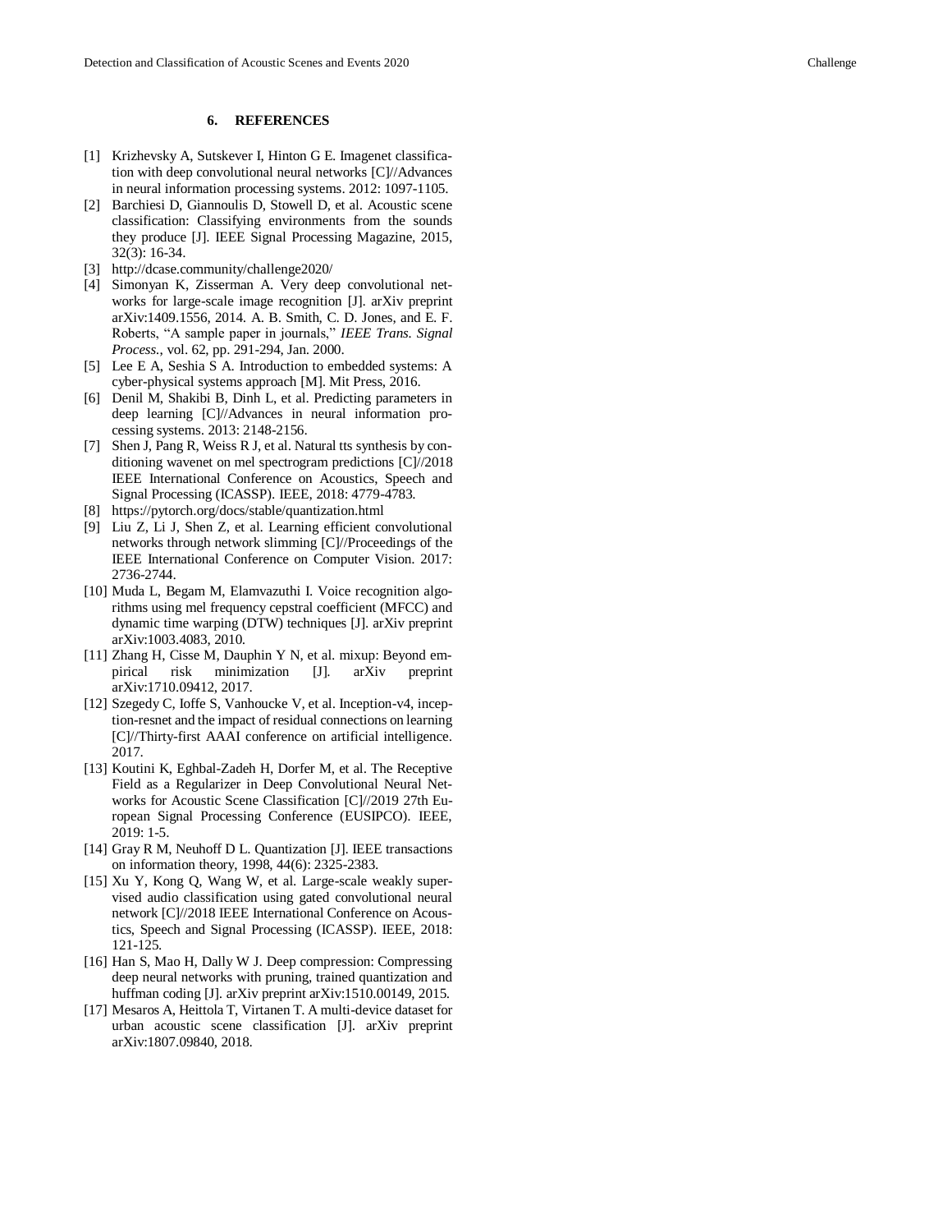## 6. REFERENCES

[1] Krizhevsky A, Sutskever I, Hinton G E. Imagenet classification with deep convolutional neural networks [C]//Advances in neural information processing systems. 2012: 1097-1105.

[2] Barchiesi D, Giannoulis D, Stowell D, et al. Acoustic scene classification: Classifying environments from the sounds they produce [J]. IEEE Signal Processing Magazine, 2015, 32(3): 16-34.

[3] http://dcase.community/challenge2020/

[4] Simonyan K, Zisserman A. Very deep convolutional networks for large-scale image recognition [J]. arXiv preprint arXiv:1409.1556, 2014. A. B. Smith, C. D. Jones, and E. F. Roberts, "A sample paper in journals," *IEEE Trans. Signal Process.*, vol. 62, pp. 291-294, Jan. 2000.

[5] Lee E A, Seshia S A. Introduction to embedded systems: A cyber-physical systems approach [M]. Mit Press, 2016.

[6] Denil M, Shakibi B, Dinh L, et al. Predicting parameters in deep learning [C]//Advances in neural information processing systems. 2013: 2148-2156.

[7] Shen J, Pang R, Weiss R J, et al. Natural tts synthesis by conditioning wavenet on mel spectrogram predictions [C]//2018 IEEE International Conference on Acoustics, Speech and Signal Processing (ICASSP). IEEE, 2018: 4779-4783.

[8] https://pytorch.org/docs/stable/quantization.html

[9] Liu Z, Li J, Shen Z, et al. Learning efficient convolutional networks through network slimming [C]//Proceedings of the IEEE International Conference on Computer Vision. 2017: 2736-2744.

[10] Muda L, Begam M, Elamvazuthi I. Voice recognition algorithms using mel frequency cepstral coefficient (MFCC) and dynamic time warping (DTW) techniques [J]. arXiv preprint arXiv:1003.4083, 2010.

[11] Zhang H, Cisse M, Dauphin Y N, et al. mixup: Beyond empirical risk minimization [J]. arXiv preprint arXiv:1710.09412, 2017.

[12] Szegedy C, Ioffe S, Vanhoucke V, et al. Inception-v4, inception-resnet and the impact of residual connections on learning [C]//Thirty-first AAAI conference on artificial intelligence. 2017.

[13] Koutini K, Eghbal-Zadeh H, Dorfer M, et al. The Receptive Field as a Regularizer in Deep Convolutional Neural Networks for Acoustic Scene Classification [C]//2019 27th European Signal Processing Conference (EUSIPCO). IEEE, 2019: 1-5.

[14] Gray R M, Neuhoff D L. Quantization [J]. IEEE transactions on information theory, 1998, 44(6): 2325-2383.

[15] Xu Y, Kong Q, Wang W, et al. Large-scale weakly supervised audio classification using gated convolutional neural network [C]//2018 IEEE International Conference on Acoustics, Speech and Signal Processing (ICASSP). IEEE, 2018: 121-125.

[16] Han S, Mao H, Dally W J. Deep compression: Compressing deep neural networks with pruning, trained quantization and huffman coding [J]. arXiv preprint arXiv:1510.00149, 2015.

[17] Mesaros A, Heittola T, Virtanen T. A multi-device dataset for urban acoustic scene classification [J]. arXiv preprint arXiv:1807.09840, 2018.